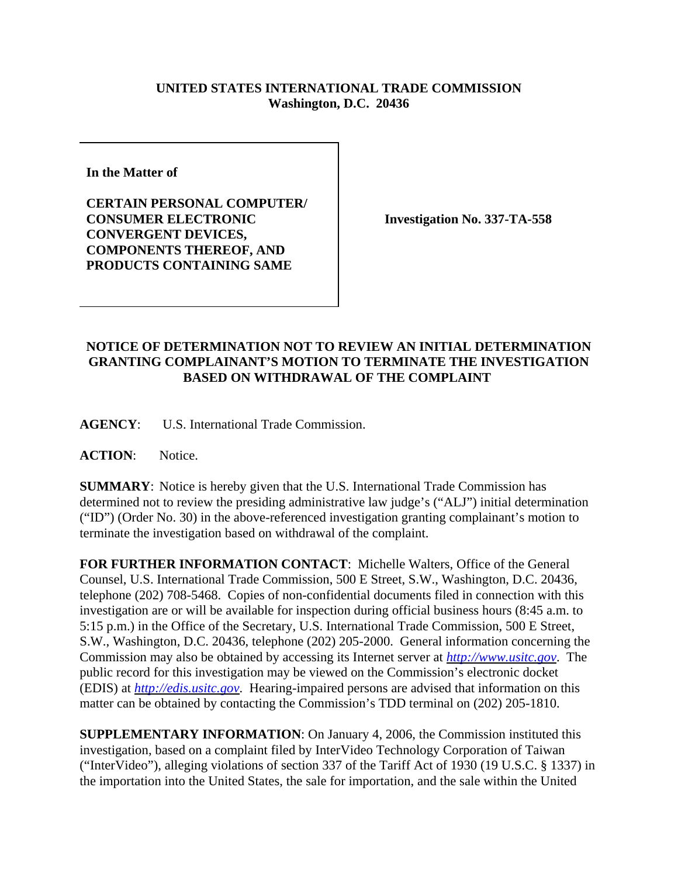**UNITED STATES INTERNATIONAL TRADE COMMISSION**
**Washington, D.C. 20436**

**In the Matter of**

**CERTAIN PERSONAL COMPUTER/ CONSUMER ELECTRONIC CONVERGENT DEVICES, COMPONENTS THEREOF, AND PRODUCTS CONTAINING SAME**

**Investigation No. 337-TA-558**

## NOTICE OF DETERMINATION NOT TO REVIEW AN INITIAL DETERMINATION GRANTING COMPLAINANT'S MOTION TO TERMINATE THE INVESTIGATION BASED ON WITHDRAWAL OF THE COMPLAINT

**AGENCY**: U.S. International Trade Commission.

**ACTION**: Notice.

**SUMMARY**: Notice is hereby given that the U.S. International Trade Commission has determined not to review the presiding administrative law judge's ("ALJ") initial determination ("ID") (Order No. 30) in the above-referenced investigation granting complainant's motion to terminate the investigation based on withdrawal of the complaint.

**FOR FURTHER INFORMATION CONTACT**: Michelle Walters, Office of the General Counsel, U.S. International Trade Commission, 500 E Street, S.W., Washington, D.C. 20436, telephone (202) 708-5468. Copies of non-confidential documents filed in connection with this investigation are or will be available for inspection during official business hours (8:45 a.m. to 5:15 p.m.) in the Office of the Secretary, U.S. International Trade Commission, 500 E Street, S.W., Washington, D.C. 20436, telephone (202) 205-2000. General information concerning the Commission may also be obtained by accessing its Internet server at *http://www.usitc.gov*. The public record for this investigation may be viewed on the Commission's electronic docket (EDIS) at *http://edis.usitc.gov*. Hearing-impaired persons are advised that information on this matter can be obtained by contacting the Commission's TDD terminal on (202) 205-1810.

**SUPPLEMENTARY INFORMATION**: On January 4, 2006, the Commission instituted this investigation, based on a complaint filed by InterVideo Technology Corporation of Taiwan ("InterVideo"), alleging violations of section 337 of the Tariff Act of 1930 (19 U.S.C. § 1337) in the importation into the United States, the sale for importation, and the sale within the United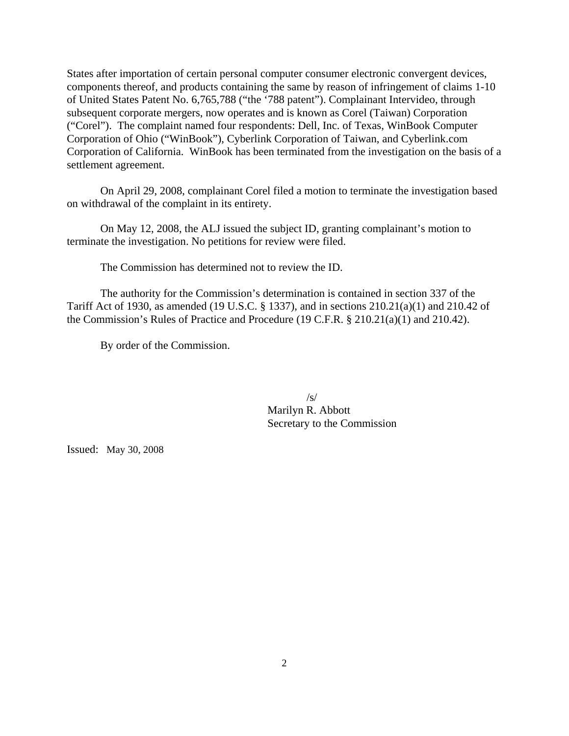States after importation of certain personal computer consumer electronic convergent devices, components thereof, and products containing the same by reason of infringement of claims 1-10 of United States Patent No. 6,765,788 ("the '788 patent"). Complainant Intervideo, through subsequent corporate mergers, now operates and is known as Corel (Taiwan) Corporation ("Corel"). The complaint named four respondents: Dell, Inc. of Texas, WinBook Computer Corporation of Ohio ("WinBook"), Cyberlink Corporation of Taiwan, and Cyberlink.com Corporation of California. WinBook has been terminated from the investigation on the basis of a settlement agreement.

On April 29, 2008, complainant Corel filed a motion to terminate the investigation based on withdrawal of the complaint in its entirety.

On May 12, 2008, the ALJ issued the subject ID, granting complainant's motion to terminate the investigation. No petitions for review were filed.

The Commission has determined not to review the ID.

The authority for the Commission's determination is contained in section 337 of the Tariff Act of 1930, as amended (19 U.S.C. § 1337), and in sections 210.21(a)(1) and 210.42 of the Commission's Rules of Practice and Procedure (19 C.F.R. § 210.21(a)(1) and 210.42).

By order of the Commission.

/s/
Marilyn R. Abbott
Secretary to the Commission

Issued: May 30, 2008